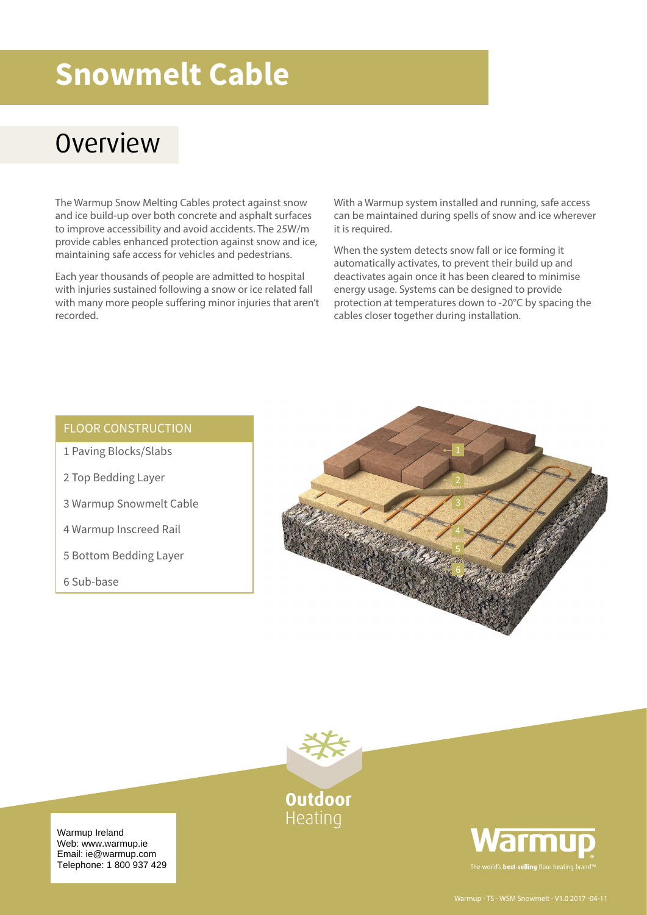# Snowmelt Cable

## Overview

The Warmup Snow Melting Cables protect against snow and ice build-up over both concrete and asphalt surfaces to improve accessibility and avoid accidents. The 25W/m provide cables enhanced protection against snow and ice, maintaining safe access for vehicles and pedestrians.

Each year thousands of people are admitted to hospital with injuries sustained following a snow or ice related fall with many more people suffering minor injuries that aren't recorded.

With a Warmup system installed and running, safe access can be maintained during spells of snow and ice wherever it is required.

When the system detects snow fall or ice forming it automatically activates, to prevent their build up and deactivates again once it has been cleared to minimise energy usage. Systems can be designed to provide protection at temperatures down to -20°C by spacing the cables closer together during installation.

### FLOOR CONSTRUCTION

1 Paving Blocks/Slabs

2 Top Bedding Layer

3 Warmup Snowmelt Cable

4 Warmup Inscreed Rail

5 Bottom Bedding Layer

6 Sub-base

Outdoor Heating

Warmup Ireland
Web: www.warmup.ie
Email: ie@warmup.com
Telephone: 1 800 937 429

Warmup
The world's **best-selling** floor heating brand™

Warmup - TS - WSM Snowmelt - V1.0 2017 -04-11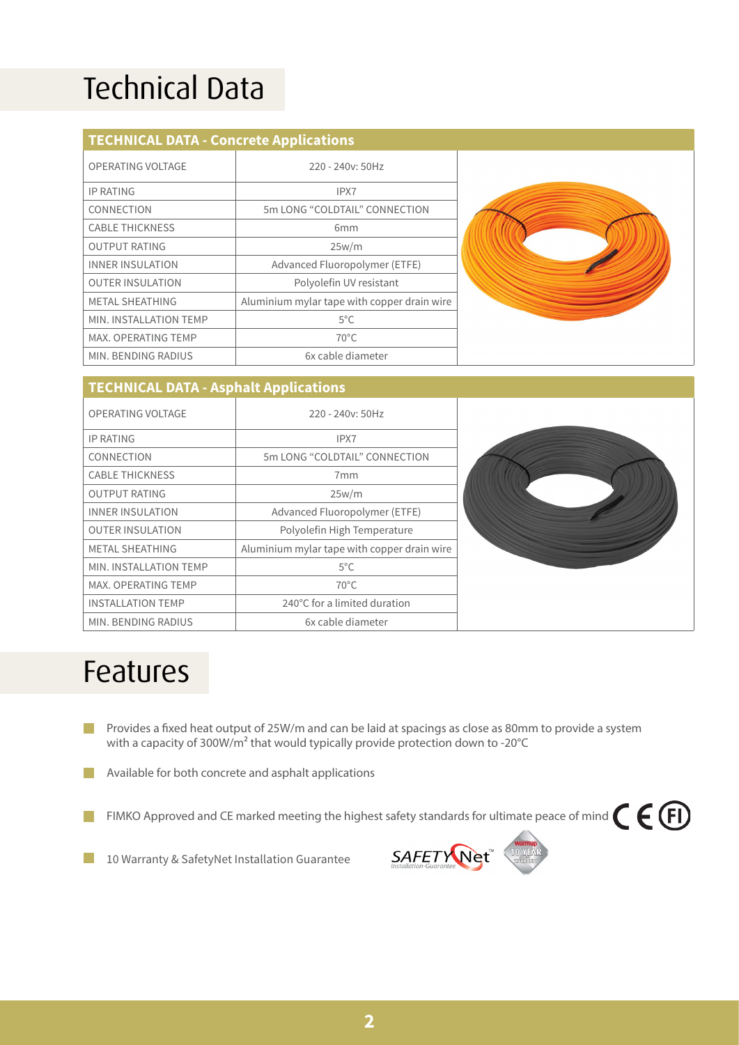# Technical Data

| TECHNICAL DATA - Concrete Applications | |
|---|---|
| OPERATING VOLTAGE | 220 - 240v: 50Hz |
| IP RATING | IPX7 |
| CONNECTION | 5m LONG "COLDTAIL" CONNECTION |
| CABLE THICKNESS | 6mm |
| OUTPUT RATING | 25w/m |
| INNER INSULATION | Advanced Fluoropolymer (ETFE) |
| OUTER INSULATION | Polyolefin UV resistant |
| METAL SHEATHING | Aluminium mylar tape with copper drain wire |
| MIN. INSTALLATION TEMP | 5°C |
| MAX. OPERATING TEMP | 70°C |
| MIN. BENDING RADIUS | 6x cable diameter |

| TECHNICAL DATA - Asphalt Applications | |
|---|---|
| OPERATING VOLTAGE | 220 - 240v: 50Hz |
| IP RATING | IPX7 |
| CONNECTION | 5m LONG "COLDTAIL" CONNECTION |
| CABLE THICKNESS | 7mm |
| OUTPUT RATING | 25w/m |
| INNER INSULATION | Advanced Fluoropolymer (ETFE) |
| OUTER INSULATION | Polyolefin High Temperature |
| METAL SHEATHING | Aluminium mylar tape with copper drain wire |
| MIN. INSTALLATION TEMP | 5°C |
| MAX. OPERATING TEMP | 70°C |
| INSTALLATION TEMP | 240°C for a limited duration |
| MIN. BENDING RADIUS | 6x cable diameter |

# Features

- Provides a fixed heat output of 25W/m and can be laid at spacings as close as 80mm to provide a system with a capacity of 300W/m² that would typically provide protection down to -20°C
- Available for both concrete and asphalt applications
- FIMKO Approved and CE marked meeting the highest safety standards for ultimate peace of mind
- 10 Warranty & SafetyNet Installation Guarantee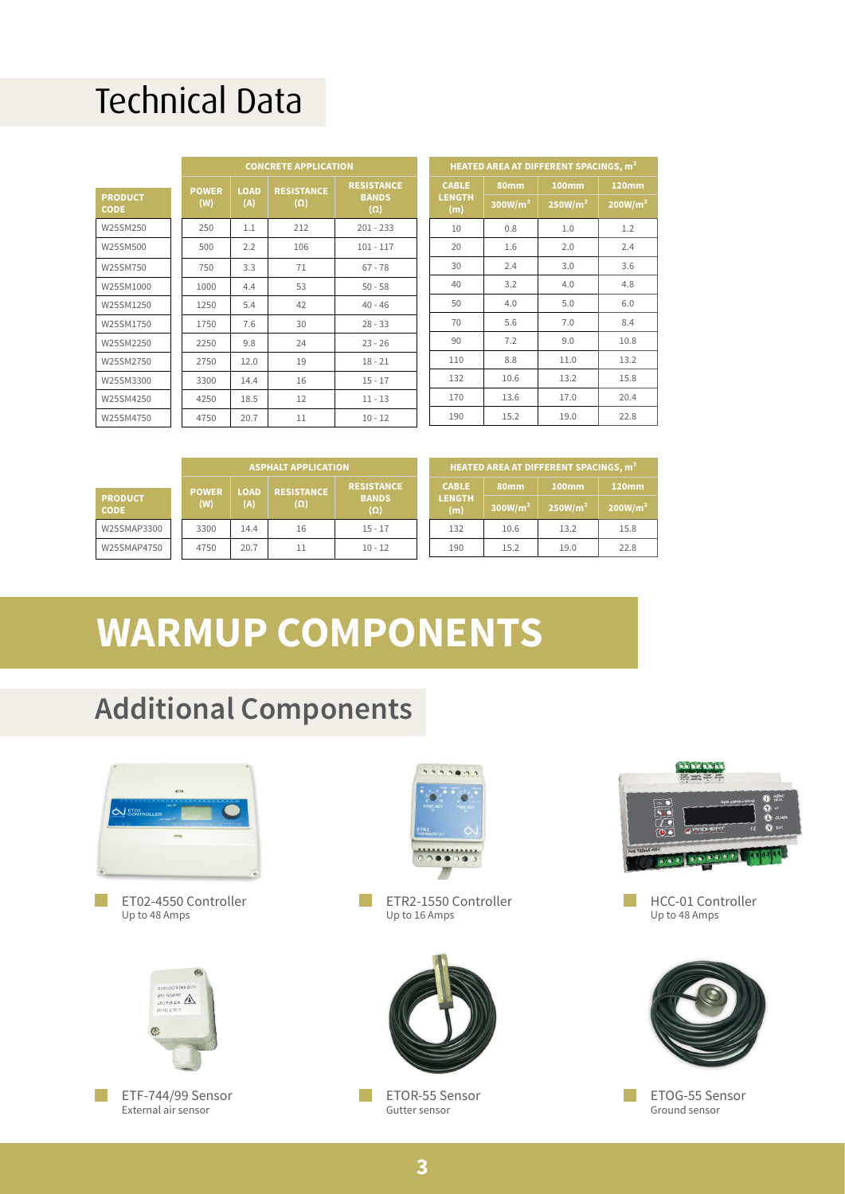# Technical Data

| PRODUCT CODE | CONCRETE APPLICATION | | | | HEATED AREA AT DIFFERENT SPACINGS, $m^2$ | | | |
|---|---|---|---|---|---|---|---|---|
| | POWER (W) | LOAD (A) | RESISTANCE (Ω) | RESISTANCE BANDS (Ω) | CABLE LENGTH (m) | 80mm 300W/$m^2$ | 100mm 250W/$m^2$ | 120mm 200W/$m^2$ |
| W25SM250 | 250 | 1.1 | 212 | 201 - 233 | 10 | 0.8 | 1.0 | 1.2 |
| W25SM500 | 500 | 2.2 | 106 | 101 - 117 | 20 | 1.6 | 2.0 | 2.4 |
| W25SM750 | 750 | 3.3 | 71 | 67 - 78 | 30 | 2.4 | 3.0 | 3.6 |
| W25SM1000 | 1000 | 4.4 | 53 | 50 - 58 | 40 | 3.2 | 4.0 | 4.8 |
| W25SM1250 | 1250 | 5.4 | 42 | 40 - 46 | 50 | 4.0 | 5.0 | 6.0 |
| W25SM1750 | 1750 | 7.6 | 30 | 28 - 33 | 70 | 5.6 | 7.0 | 8.4 |
| W25SM2250 | 2250 | 9.8 | 24 | 23 - 26 | 90 | 7.2 | 9.0 | 10.8 |
| W25SM2750 | 2750 | 12.0 | 19 | 18 - 21 | 110 | 8.8 | 11.0 | 13.2 |
| W25SM3300 | 3300 | 14.4 | 16 | 15 - 17 | 132 | 10.6 | 13.2 | 15.8 |
| W25SM4250 | 4250 | 18.5 | 12 | 11 - 13 | 170 | 13.6 | 17.0 | 20.4 |
| W25SM4750 | 4750 | 20.7 | 11 | 10 - 12 | 190 | 15.2 | 19.0 | 22.8 |

| PRODUCT CODE | ASPHALT APPLICATION | | | | HEATED AREA AT DIFFERENT SPACINGS, $m^2$ | | | |
|---|---|---|---|---|---|---|---|---|
| | POWER (W) | LOAD (A) | RESISTANCE (Ω) | RESISTANCE BANDS (Ω) | CABLE LENGTH (m) | 80mm 300W/$m^2$ | 100mm 250W/$m^2$ | 120mm 200W/$m^2$ |
| W25SMAP3300 | 3300 | 14.4 | 16 | 15 - 17 | 132 | 10.6 | 13.2 | 15.8 |
| W25SMAP4750 | 4750 | 20.7 | 11 | 10 - 12 | 190 | 15.2 | 19.0 | 22.8 |

# WARMUP COMPONENTS

## Additional Components

ET02-4550 Controller
Up to 48 Amps

ETR2-1550 Controller
Up to 16 Amps

HCC-01 Controller
Up to 48 Amps

ETF-744/99 Sensor
External air sensor

ETOR-55 Sensor
Gutter sensor

ETOG-55 Sensor
Ground sensor